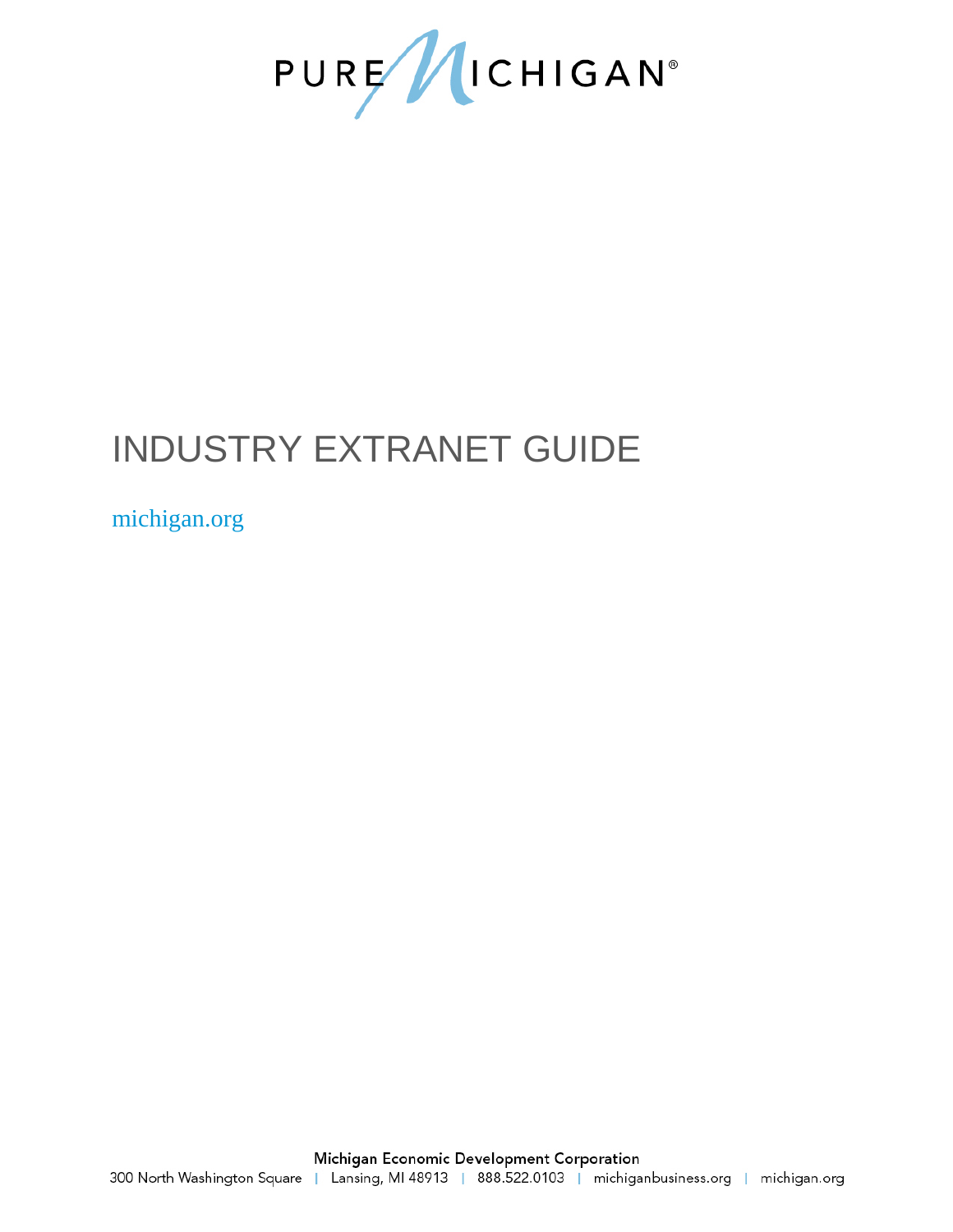PURE MICHIGAN®

# INDUSTRY EXTRANET GUIDE

michigan.org

**Michigan Economic Development Corporation**

300 North Washington Square | Lansing, MI 48913 | 888.522.0103 | michiganbusiness.org | michigan.org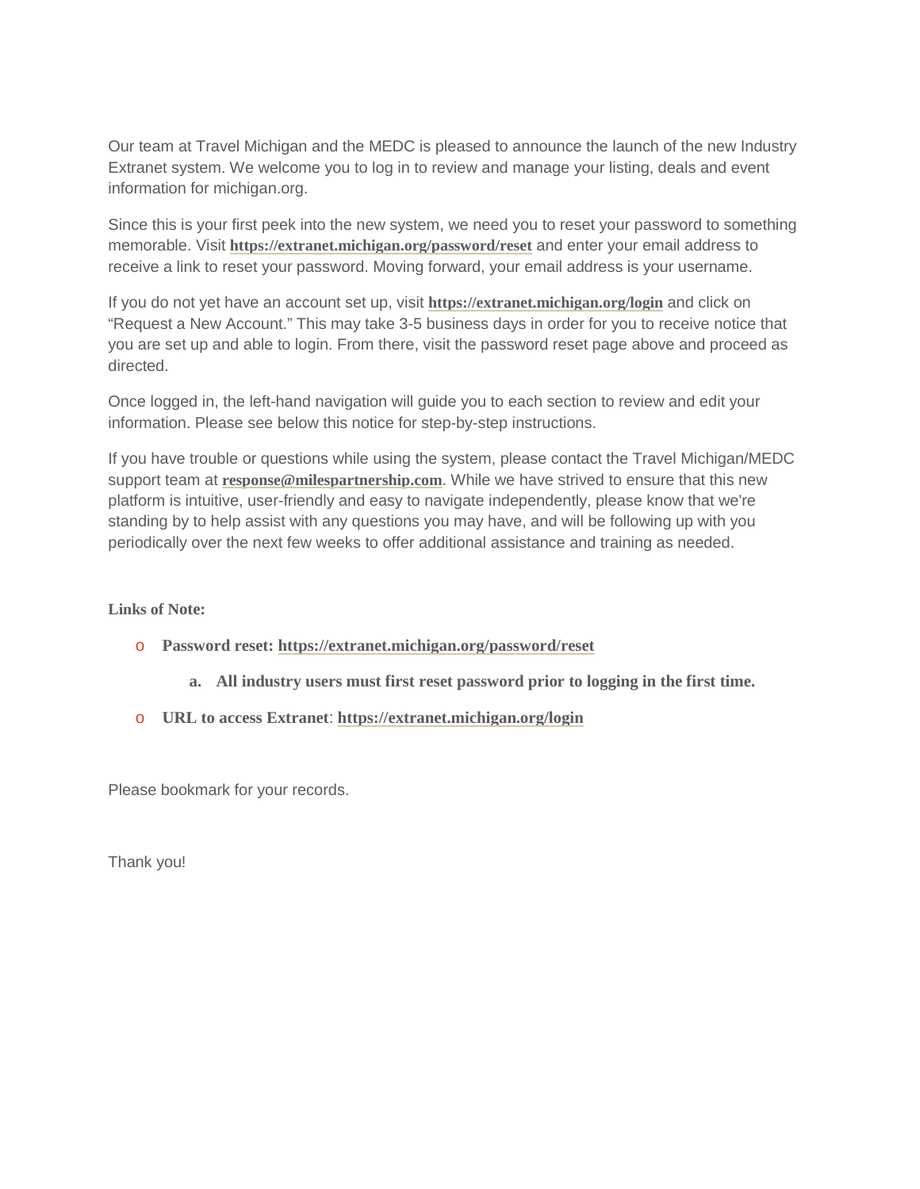Our team at Travel Michigan and the MEDC is pleased to announce the launch of the new Industry Extranet system. We welcome you to log in to review and manage your listing, deals and event information for michigan.org.

Since this is your first peek into the new system, we need you to reset your password to something memorable. Visit **https://extranet.michigan.org/password/reset** and enter your email address to receive a link to reset your password. Moving forward, your email address is your username.

If you do not yet have an account set up, visit **https://extranet.michigan.org/login** and click on "Request a New Account." This may take 3-5 business days in order for you to receive notice that you are set up and able to login. From there, visit the password reset page above and proceed as directed.

Once logged in, the left-hand navigation will guide you to each section to review and edit your information. Please see below this notice for step-by-step instructions.

If you have trouble or questions while using the system, please contact the Travel Michigan/MEDC support team at **response@milespartnership.com**. While we have strived to ensure that this new platform is intuitive, user-friendly and easy to navigate independently, please know that we're standing by to help assist with any questions you may have, and will be following up with you periodically over the next few weeks to offer additional assistance and training as needed.

**Links of Note:**

- **Password reset: https://extranet.michigan.org/password/reset**
    a. **All industry users must first reset password prior to logging in the first time.**
- **URL to access Extranet**: **https://extranet.michigan.org/login**

Please bookmark for your records.

Thank you!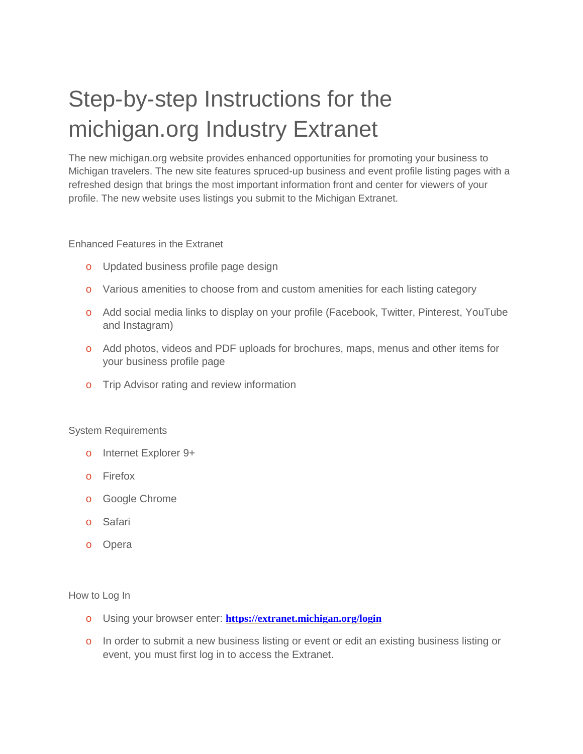# Step-by-step Instructions for the michigan.org Industry Extranet

The new michigan.org website provides enhanced opportunities for promoting your business to Michigan travelers. The new site features spruced-up business and event profile listing pages with a refreshed design that brings the most important information front and center for viewers of your profile. The new website uses listings you submit to the Michigan Extranet.

Enhanced Features in the Extranet

- Updated business profile page design
- Various amenities to choose from and custom amenities for each listing category
- Add social media links to display on your profile (Facebook, Twitter, Pinterest, YouTube and Instagram)
- Add photos, videos and PDF uploads for brochures, maps, menus and other items for your business profile page
- Trip Advisor rating and review information

System Requirements

- Internet Explorer 9+
- Firefox
- Google Chrome
- Safari
- Opera

How to Log In

- Using your browser enter: **[https://extranet.michigan.org/login](https://extranet.michigan.org/login)**
- In order to submit a new business listing or event or edit an existing business listing or event, you must first log in to access the Extranet.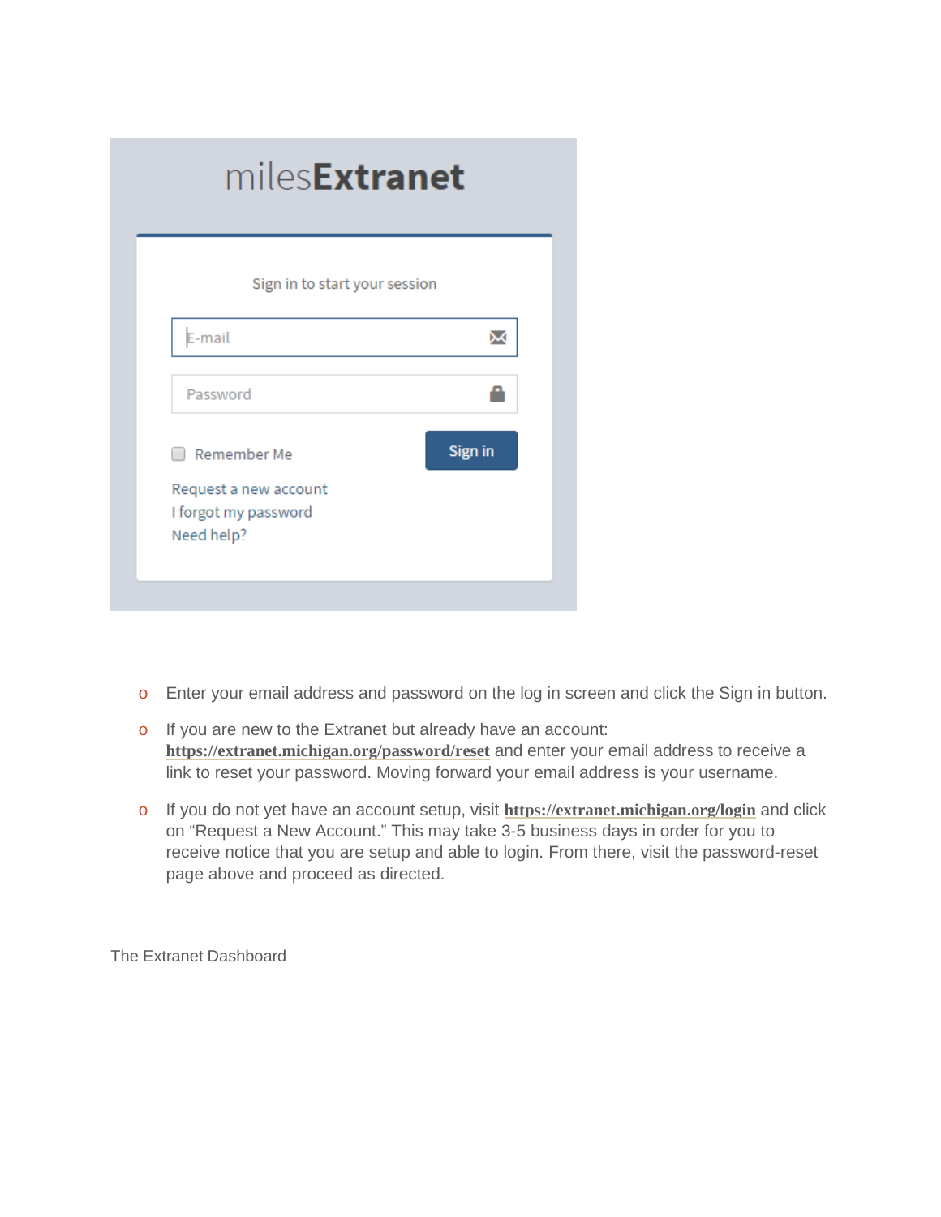- Enter your email address and password on the log in screen and click the Sign in button.
- If you are new to the Extranet but already have an account: **https://extranet.michigan.org/password/reset** and enter your email address to receive a link to reset your password. Moving forward your email address is your username.
- If you do not yet have an account setup, visit **https://extranet.michigan.org/login** and click on "Request a New Account." This may take 3-5 business days in order for you to receive notice that you are setup and able to login. From there, visit the password-reset page above and proceed as directed.

The Extranet Dashboard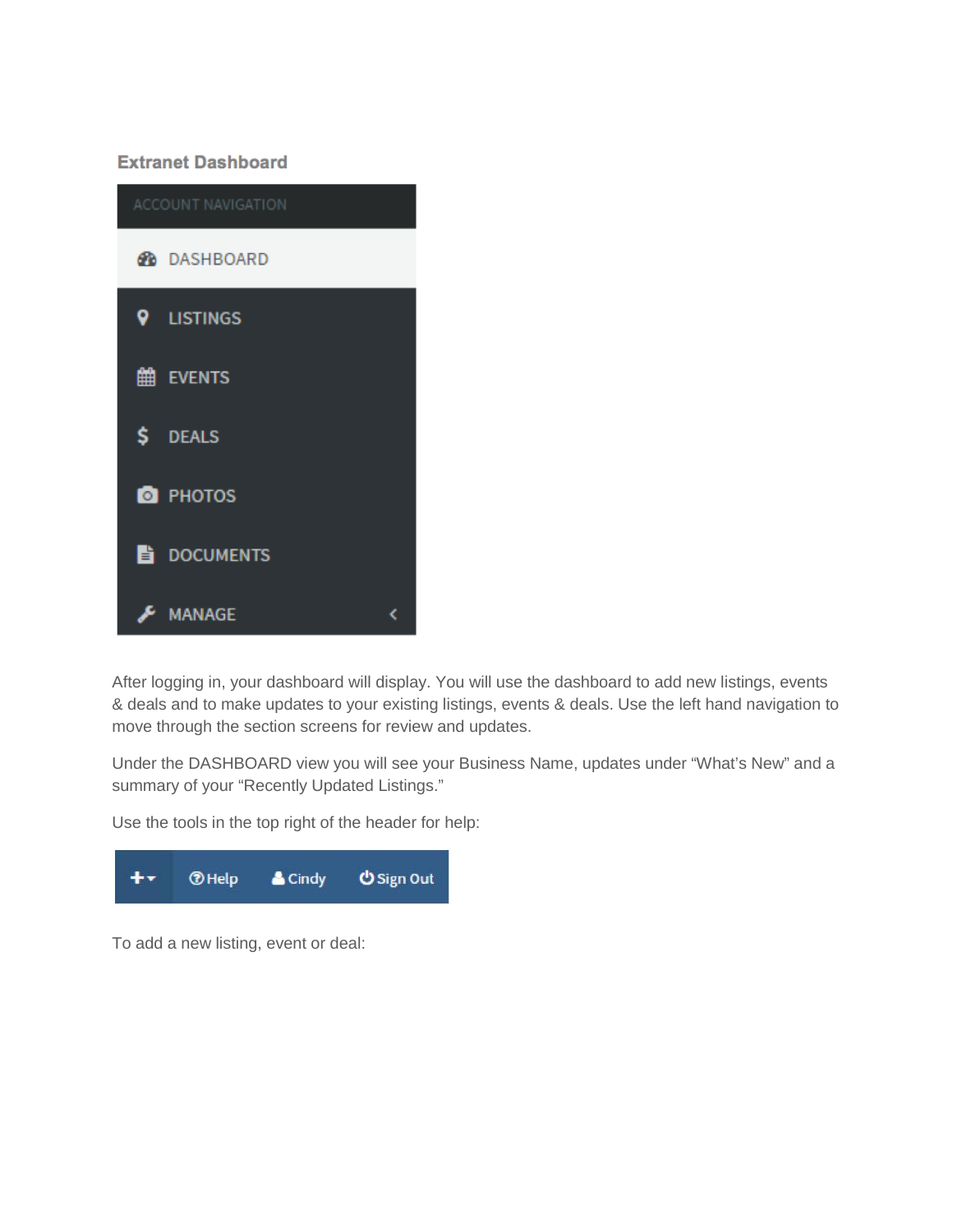**Extranet Dashboard**

ACCOUNT NAVIGATION

- DASHBOARD
- LISTINGS
- EVENTS
- DEALS
- PHOTOS
- DOCUMENTS
- MANAGE

After logging in, your dashboard will display. You will use the dashboard to add new listings, events & deals and to make updates to your existing listings, events & deals. Use the left hand navigation to move through the section screens for review and updates.

Under the DASHBOARD view you will see your Business Name, updates under "What's New" and a summary of your "Recently Updated Listings."

Use the tools in the top right of the header for help:

+ Help Cindy Sign Out

To add a new listing, event or deal: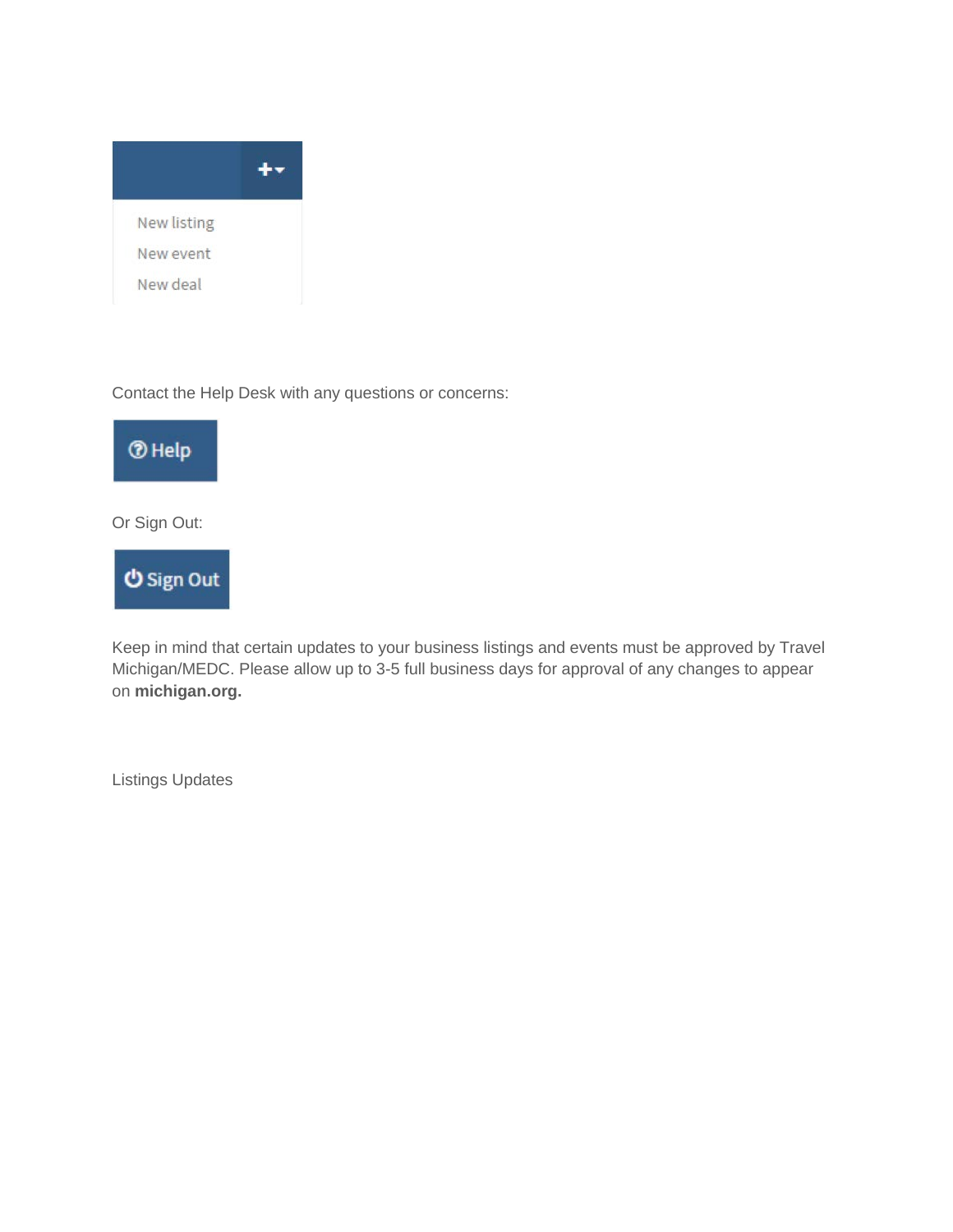New listing
New event
New deal

Contact the Help Desk with any questions or concerns:

Help

Or Sign Out:

Sign Out

Keep in mind that certain updates to your business listings and events must be approved by Travel Michigan/MEDC. Please allow up to 3-5 full business days for approval of any changes to appear on **michigan.org.**

Listings Updates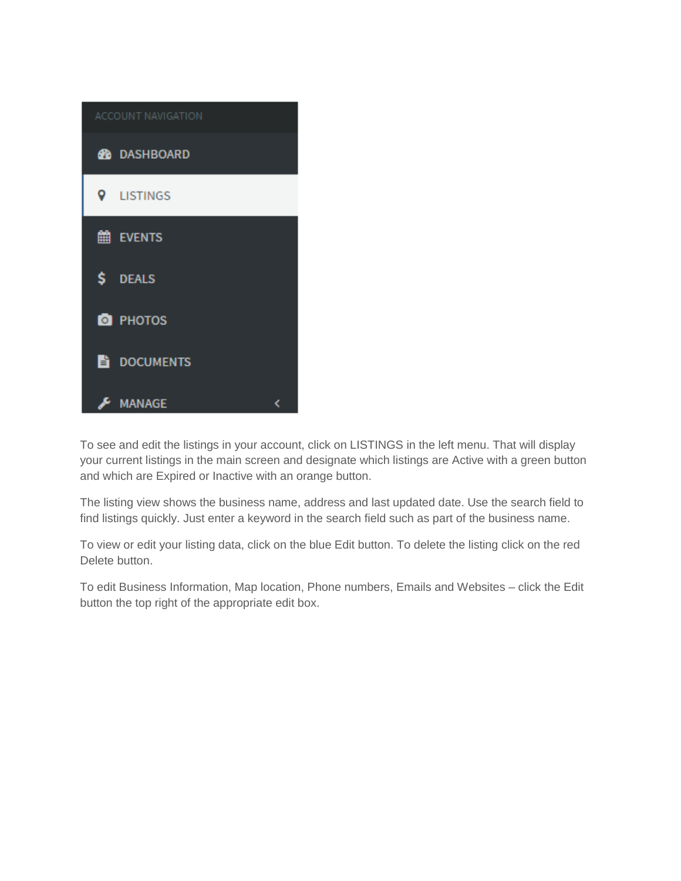ACCOUNT NAVIGATION

- DASHBOARD
- LISTINGS
- EVENTS
- DEALS
- PHOTOS
- DOCUMENTS
- MANAGE

To see and edit the listings in your account, click on LISTINGS in the left menu. That will display your current listings in the main screen and designate which listings are Active with a green button and which are Expired or Inactive with an orange button.

The listing view shows the business name, address and last updated date. Use the search field to find listings quickly. Just enter a keyword in the search field such as part of the business name.

To view or edit your listing data, click on the blue Edit button. To delete the listing click on the red Delete button.

To edit Business Information, Map location, Phone numbers, Emails and Websites – click the Edit button the top right of the appropriate edit box.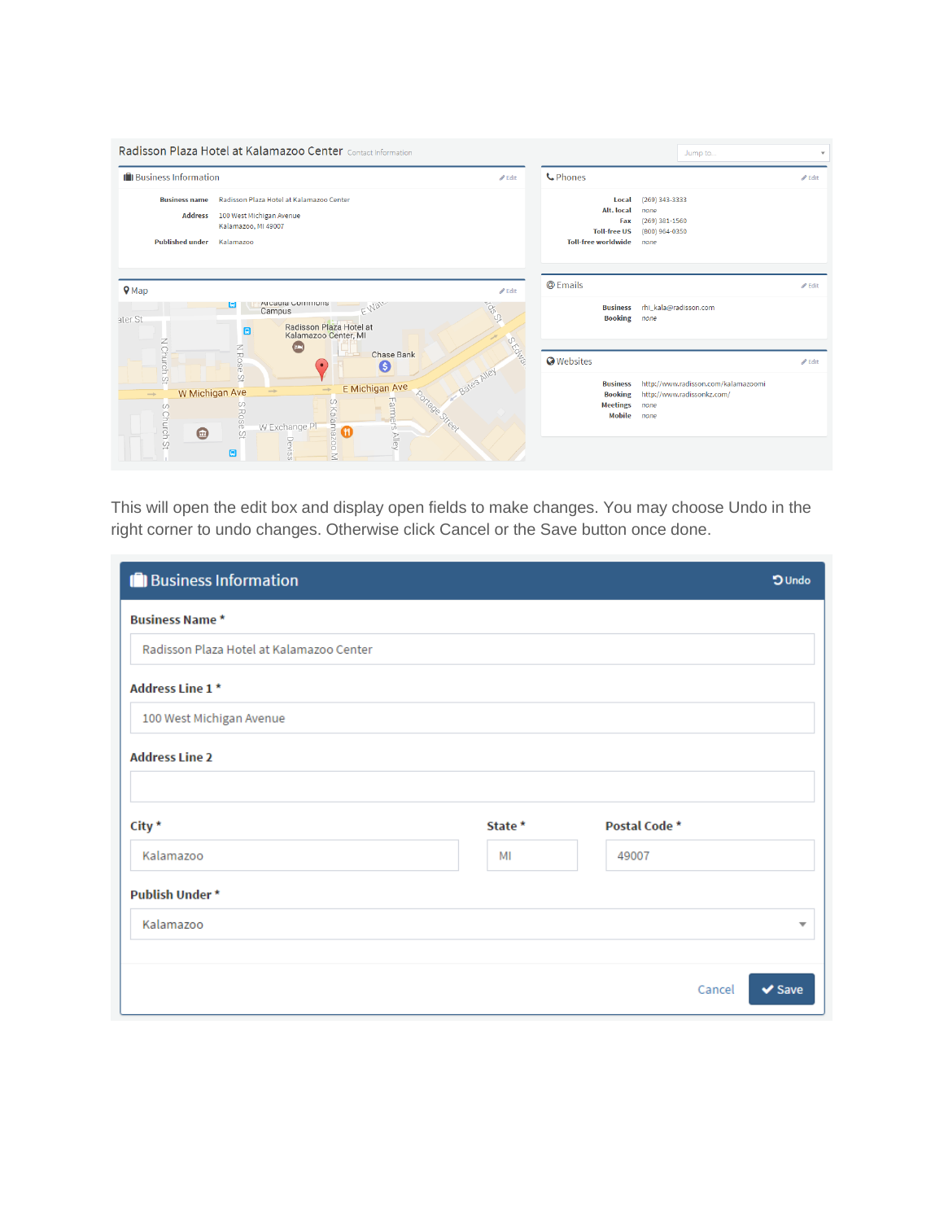Radisson Plaza Hotel at Kalamazoo Center Contact Information

**Business Information**

| | |
|---|---|
| Business name | Radisson Plaza Hotel at Kalamazoo Center |
| Address | 100 West Michigan Avenue Kalamazoo, MI 49007 |
| Published under | Kalamazoo |

**Phones**

| | |
|---|---|
| Local | (269) 343-3333 |
| Alt. local | none |
| Fax | (269) 381-1560 |
| Toll-free US | (800) 964-0350 |
| Toll-free worldwide | none |

**Emails**

| | |
|---|---|
| Business | rhi_kala@radisson.com |
| Booking | none |

**Websites**

| | |
|---|---|
| Business | http://www.radisson.com/kalamazoomi |
| Booking | http://www.radissonkz.com/ |
| Meetings | none |
| Mobile | none |

This will open the edit box and display open fields to make changes. You may choose Undo in the right corner to undo changes. Otherwise click Cancel or the Save button once done.

**Business Information** Undo

Business Name *
Radisson Plaza Hotel at Kalamazoo Center

Address Line 1 *
100 West Michigan Avenue

Address Line 2

City *
Kalamazoo

State *
MI

Postal Code *
49007

Publish Under *
Kalamazoo

Cancel | Save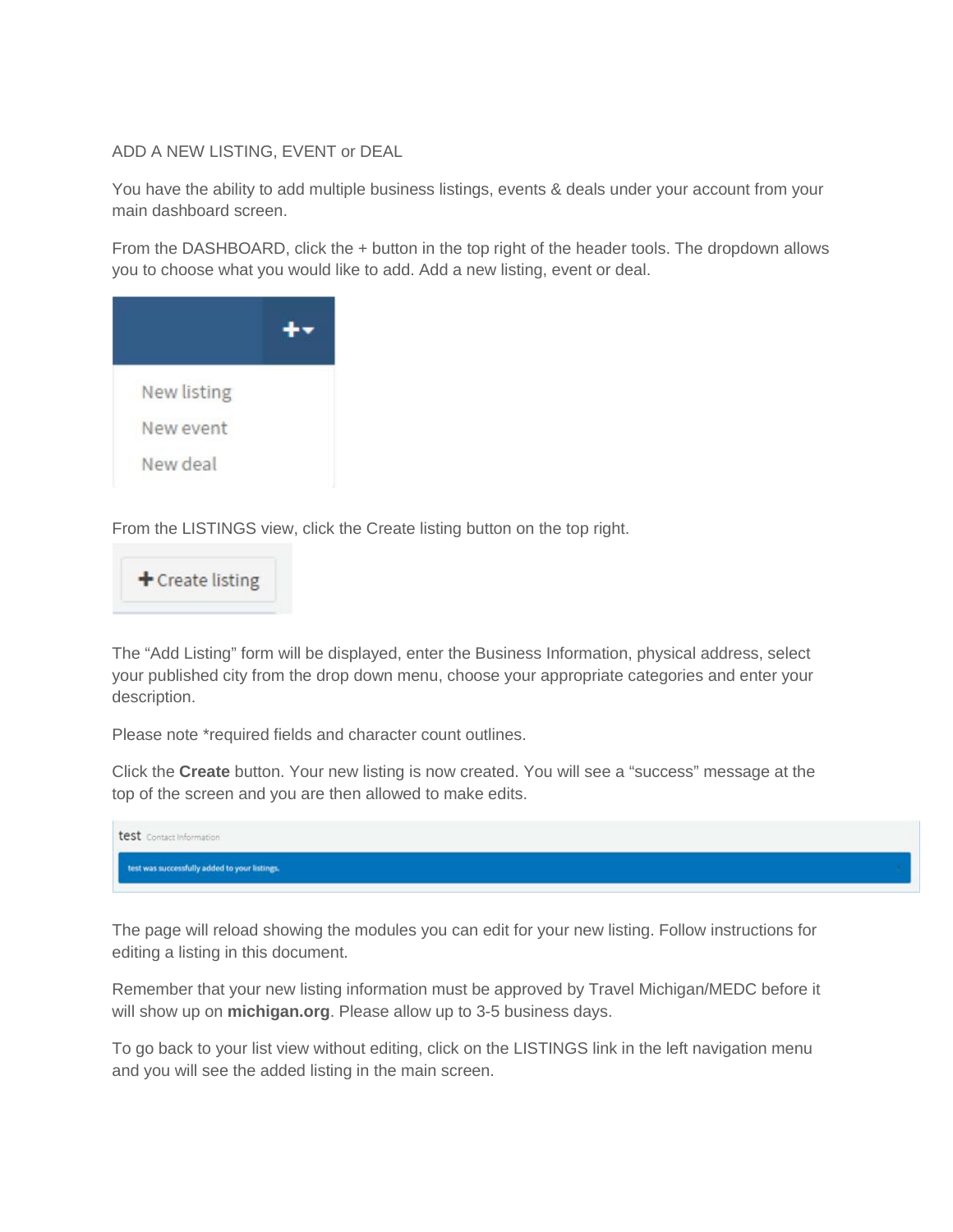ADD A NEW LISTING, EVENT or DEAL

You have the ability to add multiple business listings, events & deals under your account from your main dashboard screen.

From the DASHBOARD, click the + button in the top right of the header tools. The dropdown allows you to choose what you would like to add. Add a new listing, event or deal.

From the LISTINGS view, click the Create listing button on the top right.

The “Add Listing” form will be displayed, enter the Business Information, physical address, select your published city from the drop down menu, choose your appropriate categories and enter your description.

Please note *required fields and character count outlines.

Click the **Create** button. Your new listing is now created. You will see a “success” message at the top of the screen and you are then allowed to make edits.

The page will reload showing the modules you can edit for your new listing. Follow instructions for editing a listing in this document.

Remember that your new listing information must be approved by Travel Michigan/MEDC before it will show up on **michigan.org**. Please allow up to 3-5 business days.

To go back to your list view without editing, click on the LISTINGS link in the left navigation menu and you will see the added listing in the main screen.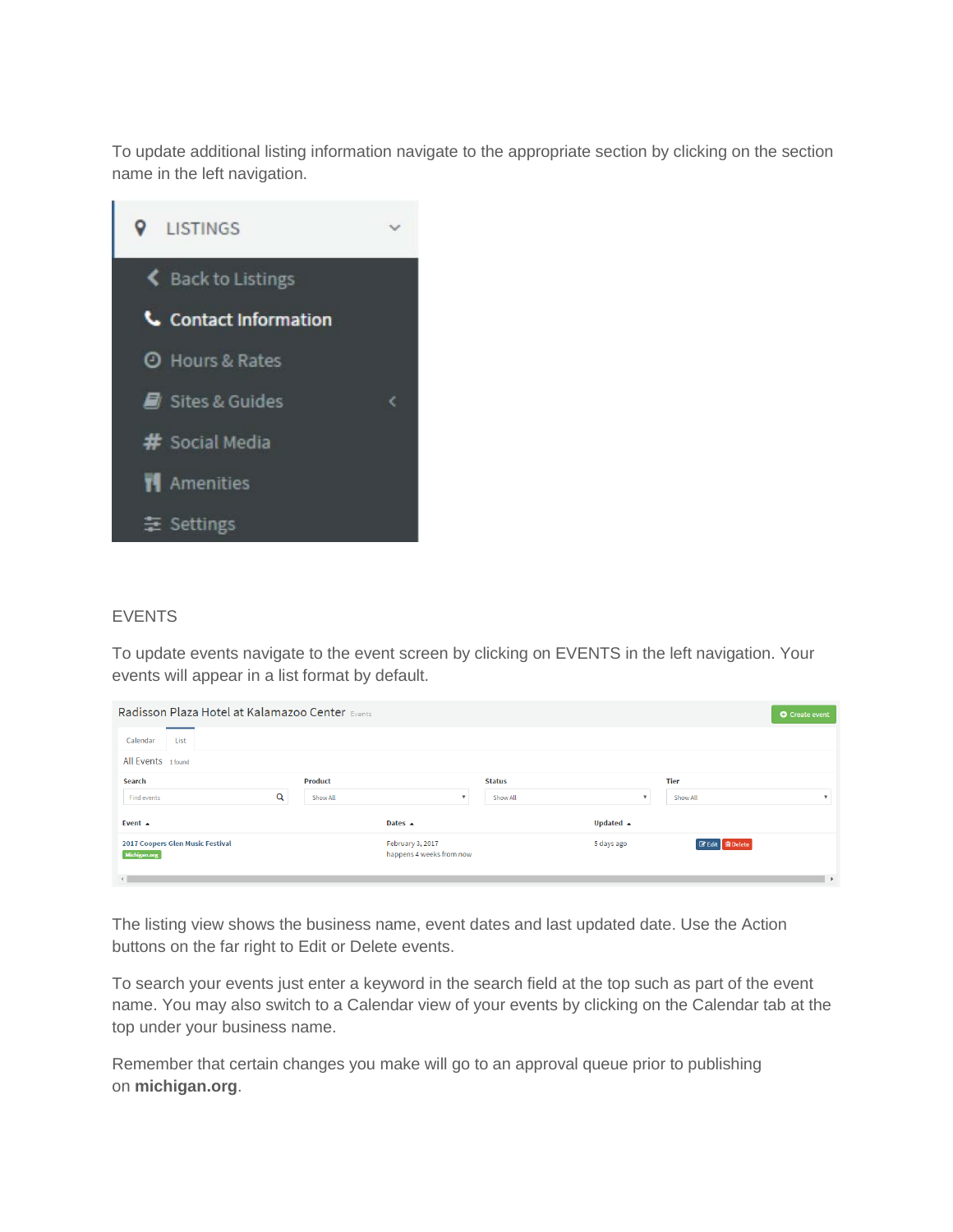To update additional listing information navigate to the appropriate section by clicking on the section name in the left navigation.

EVENTS

To update events navigate to the event screen by clicking on EVENTS in the left navigation. Your events will appear in a list format by default.

The listing view shows the business name, event dates and last updated date. Use the Action buttons on the far right to Edit or Delete events.

To search your events just enter a keyword in the search field at the top such as part of the event name. You may also switch to a Calendar view of your events by clicking on the Calendar tab at the top under your business name.

Remember that certain changes you make will go to an approval queue prior to publishing on **michigan.org**.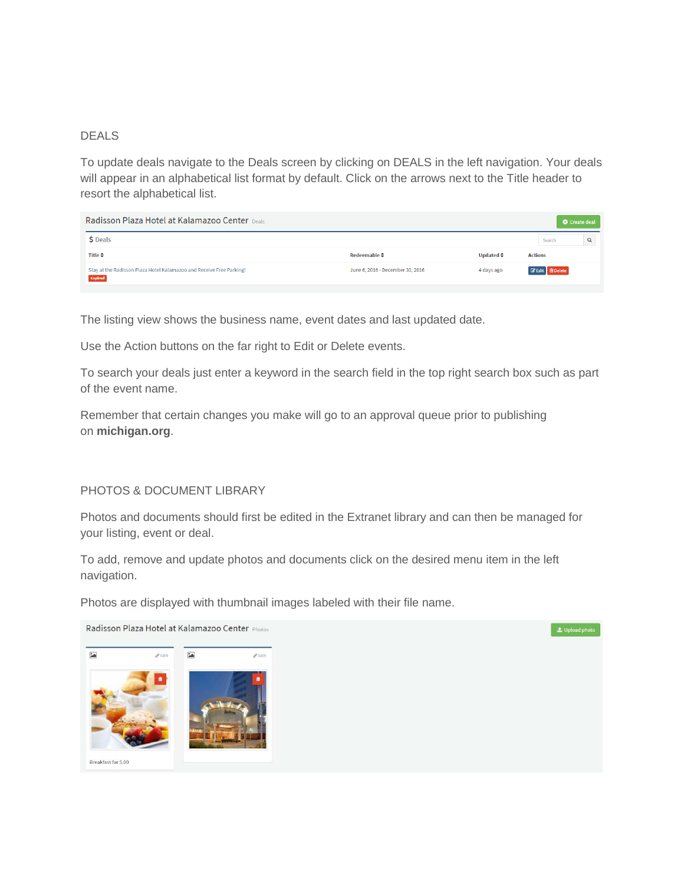DEALS

To update deals navigate to the Deals screen by clicking on DEALS in the left navigation. Your deals will appear in an alphabetical list format by default. Click on the arrows next to the Title header to resort the alphabetical list.

The listing view shows the business name, event dates and last updated date.

Use the Action buttons on the far right to Edit or Delete events.

To search your deals just enter a keyword in the search field in the top right search box such as part of the event name.

Remember that certain changes you make will go to an approval queue prior to publishing on **michigan.org**.

PHOTOS & DOCUMENT LIBRARY

Photos and documents should first be edited in the Extranet library and can then be managed for your listing, event or deal.

To add, remove and update photos and documents click on the desired menu item in the left navigation.

Photos are displayed with thumbnail images labeled with their file name.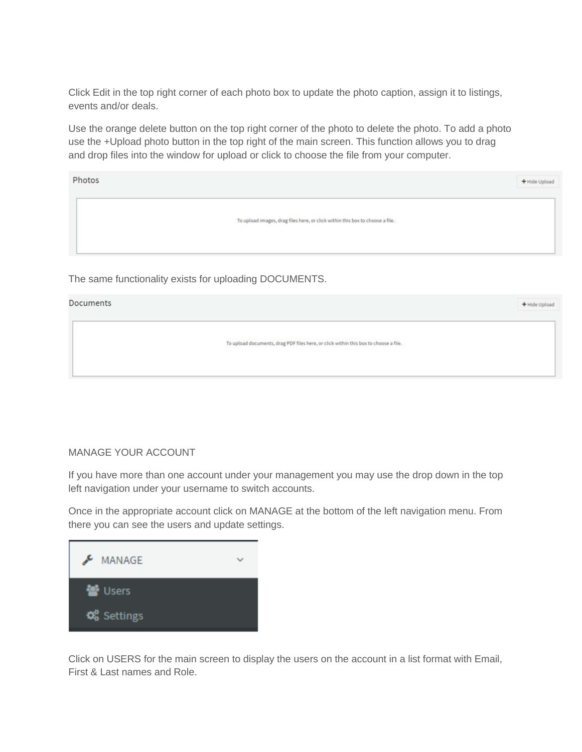Click Edit in the top right corner of each photo box to update the photo caption, assign it to listings, events and/or deals.

Use the orange delete button on the top right corner of the photo to delete the photo. To add a photo use the +Upload photo button in the top right of the main screen. This function allows you to drag and drop files into the window for upload or click to choose the file from your computer.

Photos

+ Hide Upload

To upload images, drag files here, or click within this box to choose a file.

The same functionality exists for uploading DOCUMENTS.

Documents

+ Hide Upload

To upload documents, drag PDF files here, or click within this box to choose a file.

MANAGE YOUR ACCOUNT

If you have more than one account under your management you may use the drop down in the top left navigation under your username to switch accounts.

Once in the appropriate account click on MANAGE at the bottom of the left navigation menu. From there you can see the users and update settings.

MANAGE

Users

Settings

Click on USERS for the main screen to display the users on the account in a list format with Email, First & Last names and Role.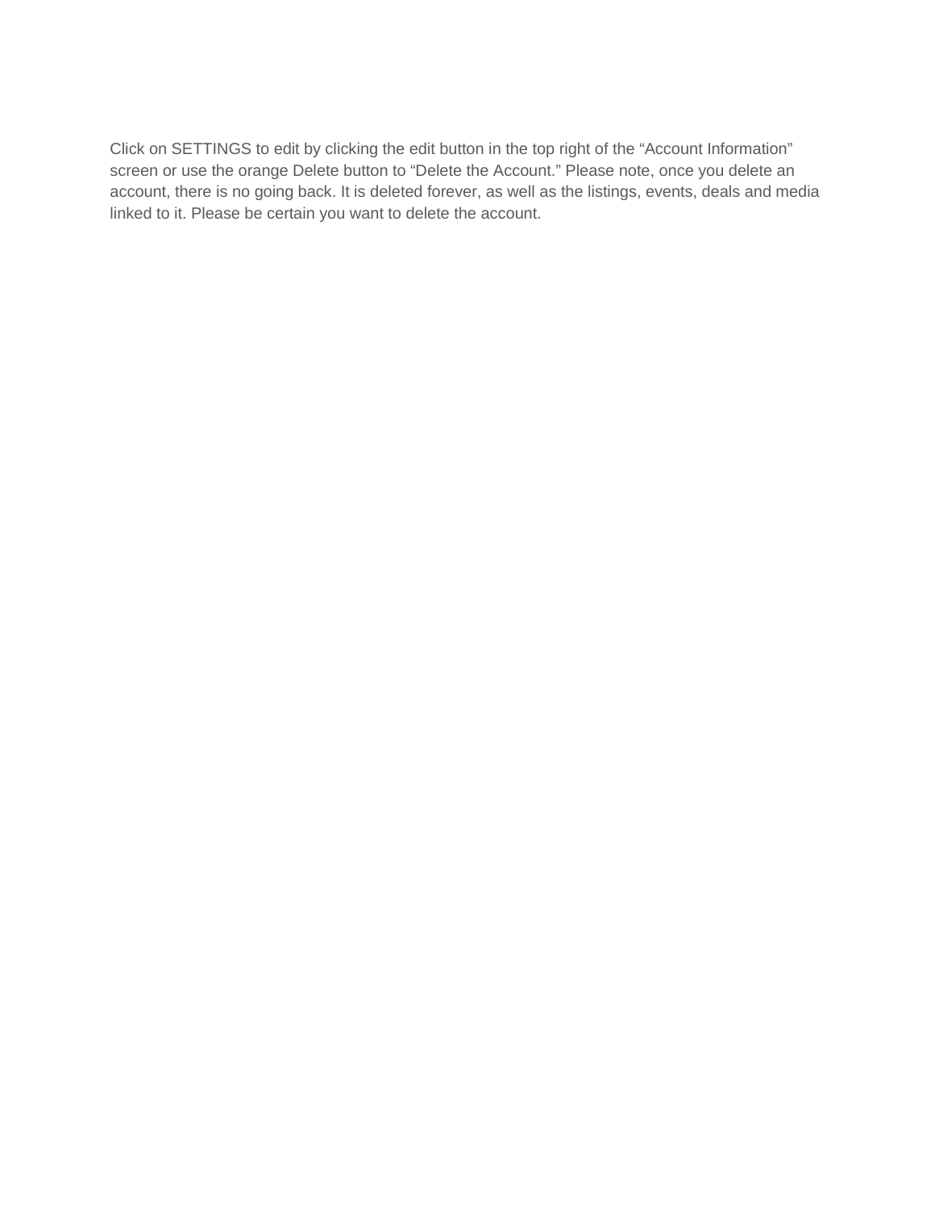Click on SETTINGS to edit by clicking the edit button in the top right of the “Account Information” screen or use the orange Delete button to “Delete the Account.” Please note, once you delete an account, there is no going back. It is deleted forever, as well as the listings, events, deals and media linked to it. Please be certain you want to delete the account.